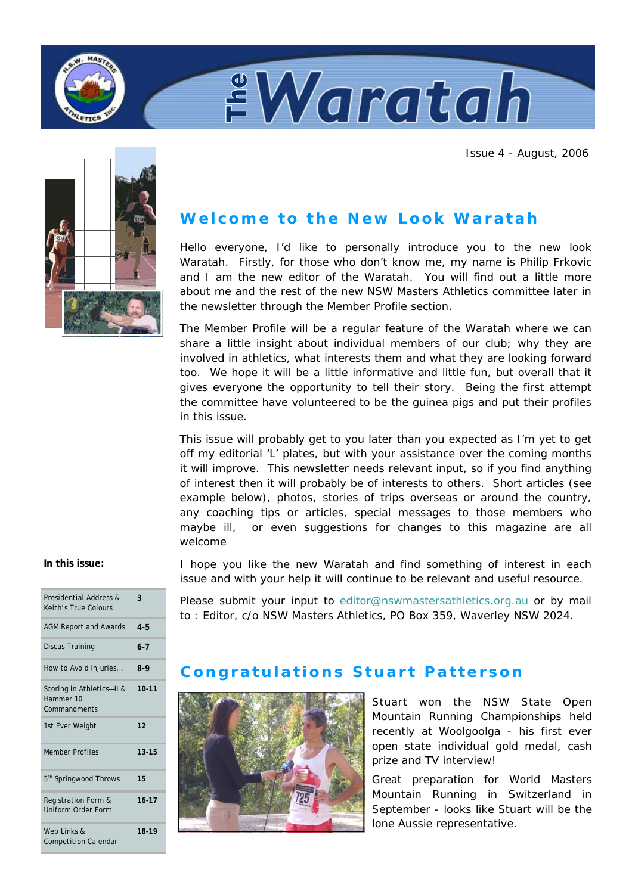# The Waratah

Issue 4 - August, 2006

## Welcome to the New Look Waratah

Hello everyone, I'd like to personally introduce you to the new look Waratah. Firstly, for those who don't know me, my name is Philip Frkovic and I am the new editor of the Waratah. You will find out a little more about me and the rest of the new NSW Masters Athletics committee later in the newsletter through the Member Profile section.

The Member Profile will be a regular feature of the Waratah where we can share a little insight about individual members of our club; why they are involved in athletics, what interests them and what they are looking forward too. We hope it will be a little informative and little fun, but overall that it gives everyone the opportunity to tell their story. Being the first attempt the committee have volunteered to be the guinea pigs and put their profiles in this issue.

This issue will probably get to you later than you expected as I'm yet to get off my editorial 'L' plates, but with your assistance over the coming months it will improve. This newsletter needs relevant input, so if you find anything of interest then it will probably be of interests to others. Short articles (see example below), photos, stories of trips overseas or around the country, any coaching tips or articles, special messages to those members who maybe ill, or even suggestions for changes to this magazine are all welcome

I hope you like the new Waratah and find something of interest in each issue and with your help it will continue to be relevant and useful resource.

Please submit your input to editor@nswmastersathletics.org.au or by mail to : Editor, c/o NSW Masters Athletics, PO Box 359, Waverley NSW 2024.

## Congratulations Stuart Patterson

Stuart won the NSW State Open Mountain Running Championships held recently at Woolgoolga - his first ever open state individual gold medal, cash prize and TV interview!

Great preparation for World Masters Mountain Running in Switzerland in September - looks like Stuart will be the lone Aussie representative.

**In this issue:**

| | |
|---|---|
| Presidential Address & Keith's True Colours | 3 |
| AGM Report and Awards | 4-5 |
| Discus Training | 6-7 |
| How to Avoid Injuries... | 8-9 |
| Scoring in Athletics—II & Hammer 10 Commandments | 10-11 |
| 1st Ever Weight | 12 |
| Member Profiles | 13-15 |
| 5th Springwood Throws | 15 |
| Registration Form & Uniform Order Form | 16-17 |
| Web Links & Competition Calendar | 18-19 |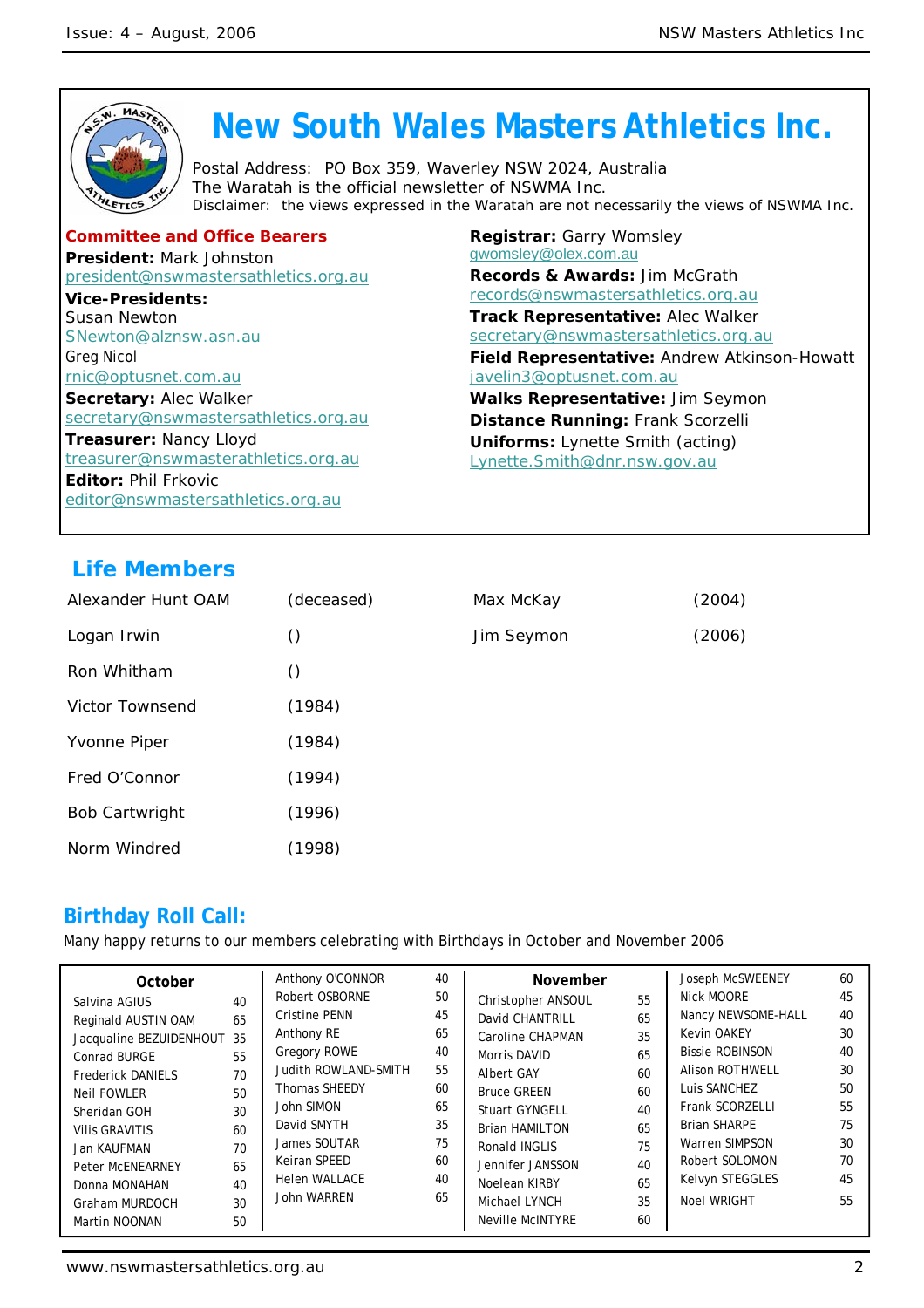# New South Wales Masters Athletics Inc.

Postal Address: PO Box 359, Waverley NSW 2024, Australia
The Waratah is the official newsletter of NSWMA Inc.
Disclaimer: the views expressed in the Waratah are not necessarily the views of NSWMA Inc.

## Committee and Office Bearers

**President:** Mark Johnston
president@nswmastersathletics.org.au

**Vice-Presidents:**
Susan Newton
SNewton@alznsw.asn.au
Greg Nicol
rnic@optusnet.com.au

**Secretary:** Alec Walker
secretary@nswmastersathletics.org.au

**Treasurer:** Nancy Lloyd
treasurer@nswmasterathletics.org.au

**Editor:** Phil Frkovic
editor@nswmastersathletics.org.au

**Registrar:** Garry Womsley
gwomsley@olex.com.au

**Records & Awards:** Jim McGrath
records@nswmastersathletics.org.au

**Track Representative:** Alec Walker
secretary@nswmastersathletics.org.au

**Field Representative:** Andrew Atkinson-Howatt
javelin3@optusnet.com.au

**Walks Representative:** Jim Seymon

**Distance Running:** Frank Scorzelli

**Uniforms:** Lynette Smith (acting)
Lynette.Smith@dnr.nsw.gov.au

## Life Members

| Name | Year |
|---|---|
| Alexander Hunt OAM | (deceased) |
| Logan Irwin | () |
| Ron Whitham | () |
| Victor Townsend | (1984) |
| Yvonne Piper | (1984) |
| Fred O'Connor | (1994) |
| Bob Cartwright | (1996) |
| Norm Windred | (1998) |
| Max McKay | (2004) |
| Jim Seymon | (2006) |

## Birthday Roll Call:

Many happy returns to our members celebrating with Birthdays in October and November 2006

### October

| Name | Age |
|---|---|
| Salvina AGIUS | 40 |
| Reginald AUSTIN OAM | 65 |
| Jacqualine BEZUIDENHOUT | 35 |
| Conrad BURGE | 55 |
| Frederick DANIELS | 70 |
| Neil FOWLER | 50 |
| Sheridan GOH | 30 |
| Vilis GRAVITIS | 60 |
| Jan KAUFMAN | 70 |
| Peter McENEARNEY | 65 |
| Donna MONAHAN | 40 |
| Graham MURDOCH | 30 |
| Martin NOONAN | 50 |
| Anthony O'CONNOR | 40 |
| Robert OSBORNE | 50 |
| Cristine PENN | 45 |
| Anthony RE | 65 |
| Gregory ROWE | 40 |
| Judith ROWLAND-SMITH | 55 |
| Thomas SHEEDY | 60 |
| John SIMON | 65 |
| David SMYTH | 35 |
| James SOUTAR | 75 |
| Keiran SPEED | 60 |
| Helen WALLACE | 40 |
| John WARREN | 65 |

### November

| Name | Age |
|---|---|
| Christopher ANSOUL | 55 |
| David CHANTRILL | 65 |
| Caroline CHAPMAN | 35 |
| Morris DAVID | 65 |
| Albert GAY | 60 |
| Bruce GREEN | 60 |
| Stuart GYNGELL | 40 |
| Brian HAMILTON | 65 |
| Ronald INGLIS | 75 |
| Jennifer JANSSON | 40 |
| Noelean KIRBY | 65 |
| Michael LYNCH | 35 |
| Neville McINTYRE | 60 |
| Joseph McSWEENEY | 60 |
| Nick MOORE | 45 |
| Nancy NEWSOME-HALL | 40 |
| Kevin OAKEY | 30 |
| Bissie ROBINSON | 40 |
| Alison ROTHWELL | 30 |
| Luis SANCHEZ | 50 |
| Frank SCORZELLI | 55 |
| Brian SHARPE | 75 |
| Warren SIMPSON | 30 |
| Robert SOLOMON | 70 |
| Kelvyn STEGGLES | 45 |
| Noel WRIGHT | 55 |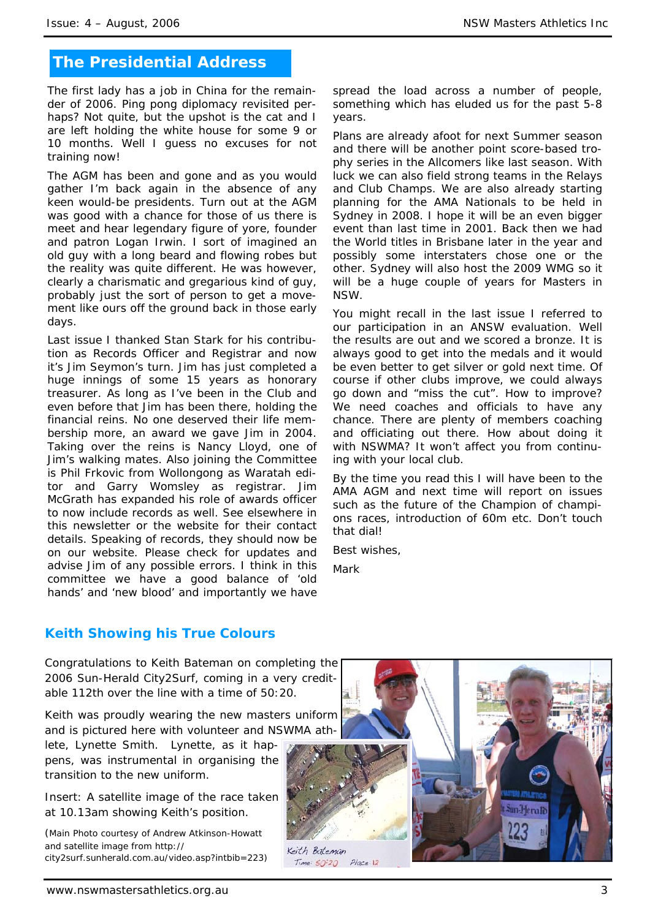## The Presidential Address

The first lady has a job in China for the remainder of 2006. Ping pong diplomacy revisited perhaps? Not quite, but the upshot is the cat and I are left holding the white house for some 9 or 10 months. Well I guess no excuses for not training now!

The AGM has been and gone and as you would gather I'm back again in the absence of any keen would-be presidents. Turn out at the AGM was good with a chance for those of us there is meet and hear legendary figure of yore, founder and patron Logan Irwin. I sort of imagined an old guy with a long beard and flowing robes but the reality was quite different. He was however, clearly a charismatic and gregarious kind of guy, probably just the sort of person to get a movement like ours off the ground back in those early days.

Last issue I thanked Stan Stark for his contribution as Records Officer and Registrar and now it's Jim Seymon's turn. Jim has just completed a huge innings of some 15 years as honorary treasurer. As long as I've been in the Club and even before that Jim has been there, holding the financial reins. No one deserved their life membership more, an award we gave Jim in 2004. Taking over the reins is Nancy Lloyd, one of Jim's walking mates. Also joining the Committee is Phil Frkovic from Wollongong as Waratah editor and Garry Womsley as registrar. Jim McGrath has expanded his role of awards officer to now include records as well. See elsewhere in this newsletter or the website for their contact details. Speaking of records, they should now be on our website. Please check for updates and advise Jim of any possible errors. I think in this committee we have a good balance of 'old hands' and 'new blood' and importantly we have spread the load across a number of people, something which has eluded us for the past 5-8 years.

Plans are already afoot for next Summer season and there will be another point score-based trophy series in the Allcomers like last season. With luck we can also field strong teams in the Relays and Club Champs. We are also already starting planning for the AMA Nationals to be held in Sydney in 2008. I hope it will be an even bigger event than in 2001. Back then we had the World titles in Brisbane later in the year and possibly some interstaters chose one or the other. Sydney will also host the 2009 WMG so it will be a huge couple of years for Masters in NSW.

You might recall in the last issue I referred to our participation in an ANSW evaluation. Well the results are out and we scored a bronze. It is always good to get into the medals and it would be even better to get silver or gold next time. Of course if other clubs improve, we could always go down and "miss the cut". How to improve? We need coaches and officials to have any chance. There are plenty of members coaching and officiating out there. How about doing it with NSWMA? It won't affect you from continuing with your local club.

By the time you read this I will have been to the AMA AGM and next time will report on issues such as the future of the Champion of champions races, introduction of 60m etc. Don't touch that dial!

Best wishes,

Mark

## Keith Showing his True Colours

Congratulations to Keith Bateman on completing the 2006 Sun-Herald City2Surf, coming in a very creditable 112th over the line with a time of 50:20.

Keith was proudly wearing the new masters uniform and is pictured here with volunteer and NSWMA athlete, Lynette Smith. Lynette, as it happens, was instrumental in organising the transition to the new uniform.

Insert: A satellite image of the race taken at 10.13am showing Keith's position.

(Main Photo courtesy of Andrew Atkinson-Howatt and satellite image from http://city2surf.sunherald.com.au/video.asp?intbib=223)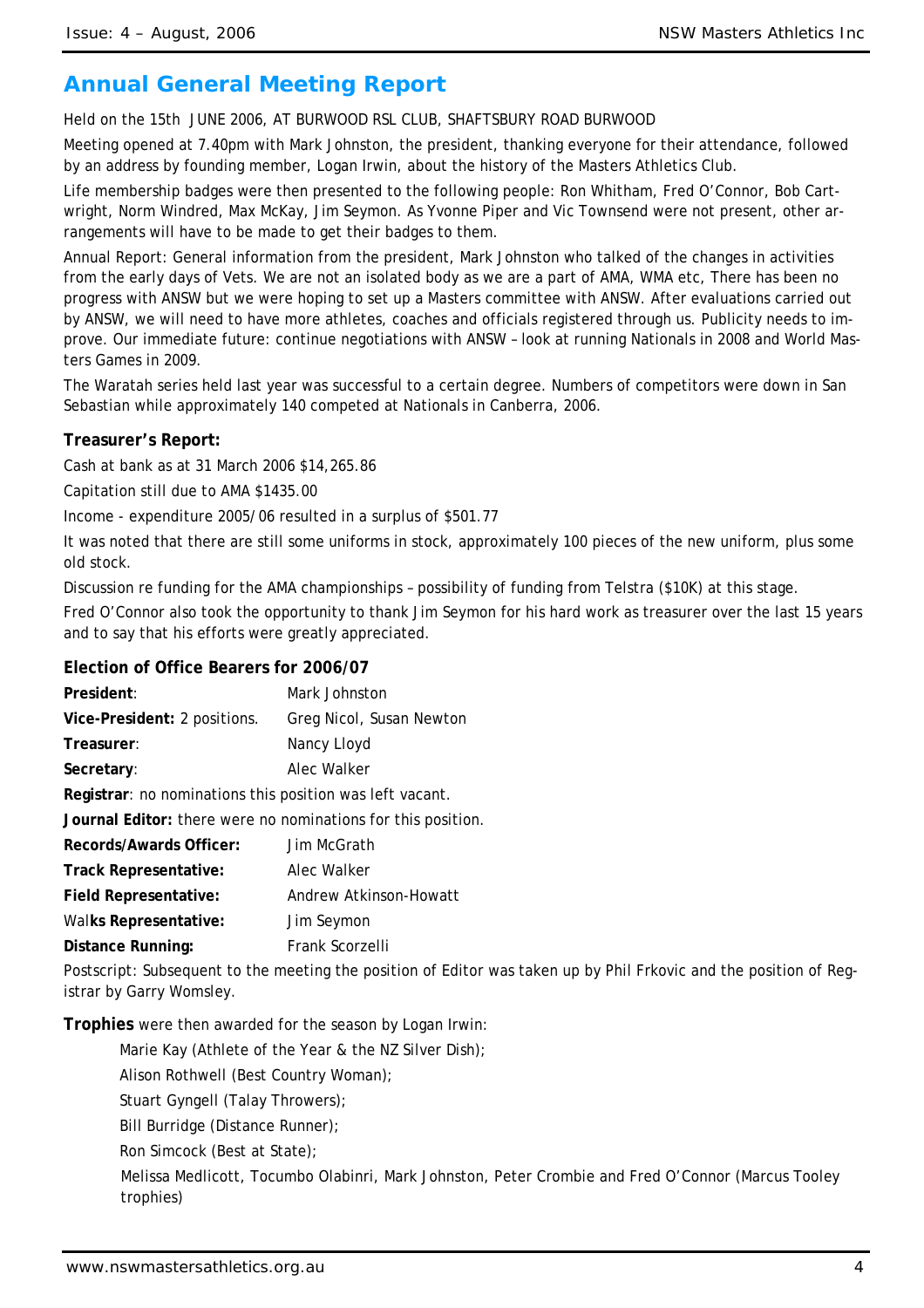## Annual General Meeting Report

Held on the 15th JUNE 2006, AT BURWOOD RSL CLUB, SHAFTSBURY ROAD BURWOOD

Meeting opened at 7.40pm with Mark Johnston, the president, thanking everyone for their attendance, followed by an address by founding member, Logan Irwin, about the history of the Masters Athletics Club.

Life membership badges were then presented to the following people: Ron Whitham, Fred O'Connor, Bob Cartwright, Norm Windred, Max McKay, Jim Seymon. As Yvonne Piper and Vic Townsend were not present, other arrangements will have to be made to get their badges to them.

Annual Report: General information from the president, Mark Johnston who talked of the changes in activities from the early days of Vets. We are not an isolated body as we are a part of AMA, WMA etc, There has been no progress with ANSW but we were hoping to set up a Masters committee with ANSW. After evaluations carried out by ANSW, we will need to have more athletes, coaches and officials registered through us. Publicity needs to improve. Our immediate future: continue negotiations with ANSW – look at running Nationals in 2008 and World Masters Games in 2009.

The Waratah series held last year was successful to a certain degree. Numbers of competitors were down in San Sebastian while approximately 140 competed at Nationals in Canberra, 2006.

**Treasurer's Report:**

Cash at bank as at 31 March 2006 $14,265.86

Capitation still due to AMA $1435.00

Income - expenditure 2005/06 resulted in a surplus of $501.77

It was noted that there are still some uniforms in stock, approximately 100 pieces of the new uniform, plus some old stock.

Discussion re funding for the AMA championships – possibility of funding from Telstra ($10K) at this stage.

Fred O'Connor also took the opportunity to thank Jim Seymon for his hard work as treasurer over the last 15 years and to say that his efforts were greatly appreciated.

**Election of Office Bearers for 2006/07**

**President**: Mark Johnston

**Vice-President:** 2 positions. Greg Nicol, Susan Newton

**Treasurer**: Nancy Lloyd

**Secretary**: Alec Walker

**Registrar**: no nominations this position was left vacant.

**Journal Editor:** there were no nominations for this position.

**Records/Awards Officer:** Jim McGrath

**Track Representative:** Alec Walker

**Field Representative:** Andrew Atkinson-Howatt

**Walks Representative:** Jim Seymon

**Distance Running:** Frank Scorzelli

Postscript: Subsequent to the meeting the position of Editor was taken up by Phil Frkovic and the position of Registrar by Garry Womsley.

**Trophies** were then awarded for the season by Logan Irwin:

- Marie Kay (Athlete of the Year & the NZ Silver Dish);
- Alison Rothwell (Best Country Woman);
- Stuart Gyngell (Talay Throwers);
- Bill Burridge (Distance Runner);
- Ron Simcock (Best at State);
- Melissa Medlicott, Tocumbo Olabinri, Mark Johnston, Peter Crombie and Fred O'Connor (Marcus Tooley trophies)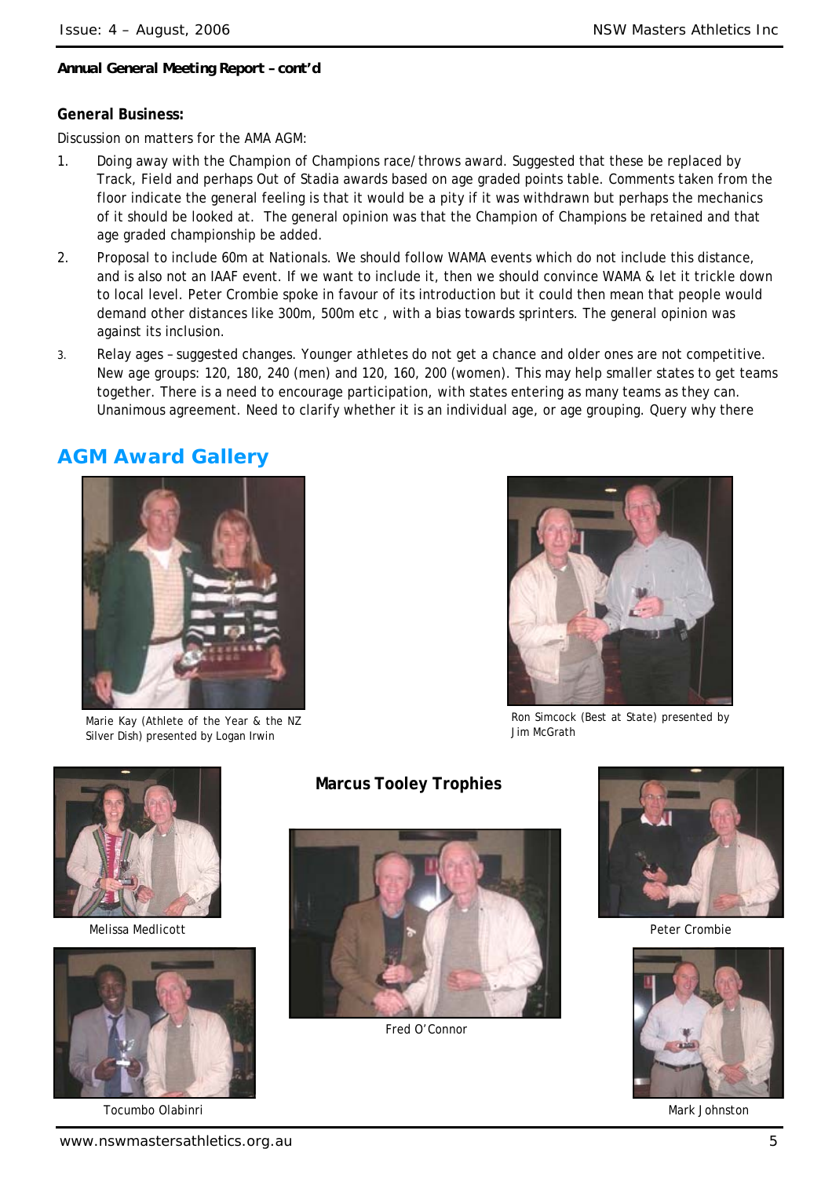**Annual General Meeting Report – cont'd**

**General Business:**

Discussion on matters for the AMA AGM:

1. Doing away with the Champion of Champions race/throws award. Suggested that these be replaced by Track, Field and perhaps Out of Stadia awards based on age graded points table. Comments taken from the floor indicate the general feeling is that it would be a pity if it was withdrawn but perhaps the mechanics of it should be looked at. The general opinion was that the Champion of Champions be retained and that age graded championship be added.
2. Proposal to include 60m at Nationals. We should follow WAMA events which do not include this distance, and is also not an IAAF event. If we want to include it, then we should convince WAMA & let it trickle down to local level. Peter Crombie spoke in favour of its introduction but it could then mean that people would demand other distances like 300m, 500m etc , with a bias towards sprinters. The general opinion was against its inclusion.
3. Relay ages – suggested changes. Younger athletes do not get a chance and older ones are not competitive. New age groups: 120, 180, 240 (men) and 120, 160, 200 (women). This may help smaller states to get teams together. There is a need to encourage participation, with states entering as many teams as they can. Unanimous agreement. Need to clarify whether it is an individual age, or age grouping. Query why there

## AGM Award Gallery

Marie Kay (Athlete of the Year & the NZ Silver Dish) presented by Logan Irwin

Ron Simcock (Best at State) presented by Jim McGrath

### Marcus Tooley Trophies

Melissa Medlicott

Fred O'Connor

Peter Crombie

Tocumbo Olabinri

Mark Johnston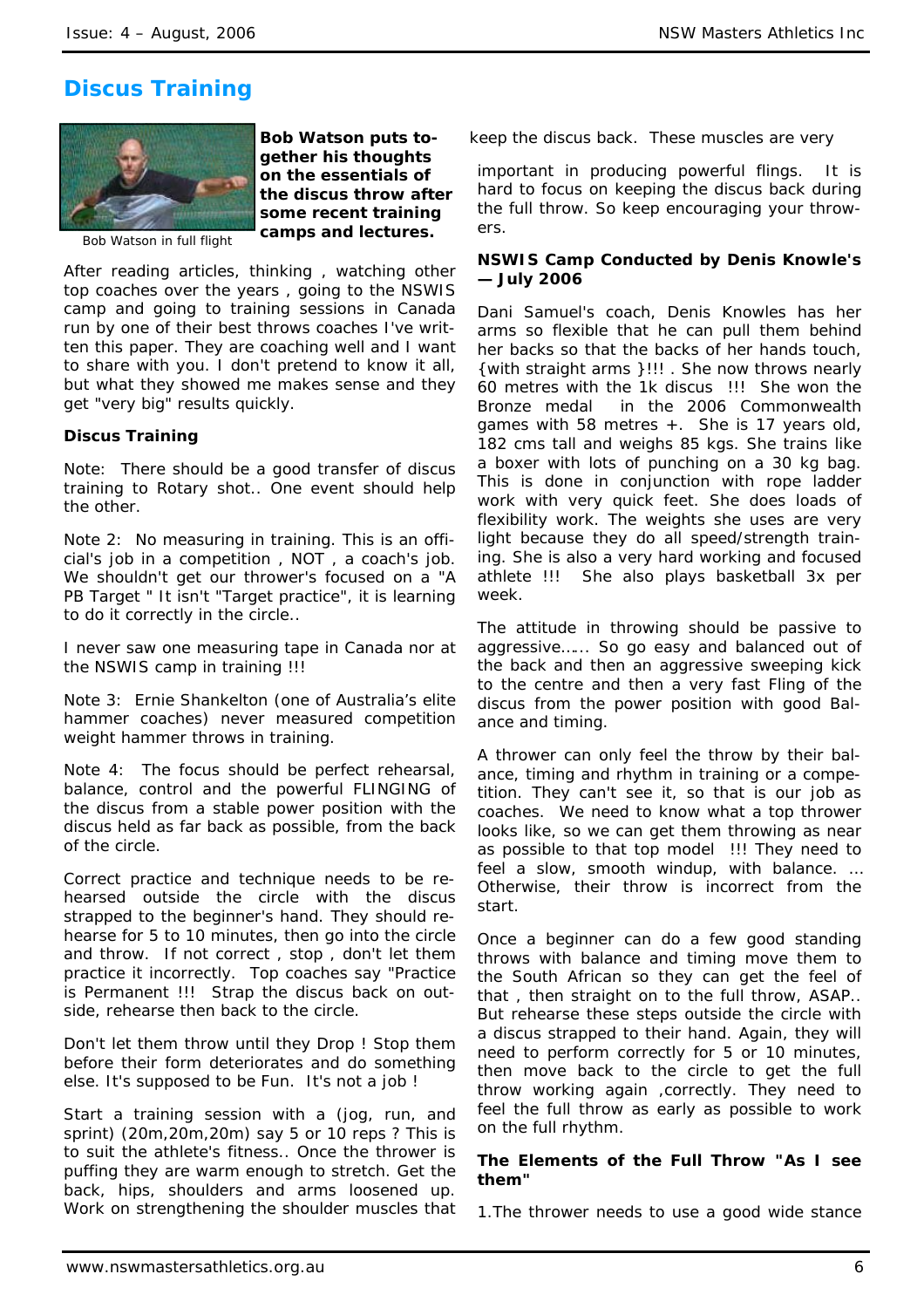# Discus Training

Bob Watson in full flight

**Bob Watson puts together his thoughts on the essentials of the discus throw after some recent training camps and lectures.**

After reading articles, thinking , watching other top coaches over the years , going to the NSWIS camp and going to training sessions in Canada run by one of their best throws coaches I've written this paper. They are coaching well and I want to share with you. I don't pretend to know it all, but what they showed me makes sense and they get "very big" results quickly.

**Discus Training**

Note: There should be a good transfer of discus training to Rotary shot.. One event should help the other.

Note 2: No measuring in training. This is an official's job in a competition , NOT , a coach's job. We shouldn't get our thrower's focused on a "A PB Target " It isn't "Target practice", it is learning to do it correctly in the circle..

I never saw one measuring tape in Canada nor at the NSWIS camp in training !!!

Note 3: Ernie Shankelton (one of Australia's elite hammer coaches) never measured competition weight hammer throws in training.

Note 4: The focus should be perfect rehearsal, balance, control and the powerful FLINGING of the discus from a stable power position with the discus held as far back as possible, from the back of the circle.

Correct practice and technique needs to be rehearsed outside the circle with the discus strapped to the beginner's hand. They should rehearse for 5 to 10 minutes, then go into the circle and throw. If not correct , stop , don't let them practice it incorrectly. Top coaches say "Practice is Permanent !!! Strap the discus back on outside, rehearse then back to the circle.

Don't let them throw until they Drop ! Stop them before their form deteriorates and do something else. It's supposed to be Fun. It's not a job !

Start a training session with a (jog, run, and sprint) (20m,20m,20m) say 5 or 10 reps ? This is to suit the athlete's fitness.. Once the thrower is puffing they are warm enough to stretch. Get the back, hips, shoulders and arms loosened up. Work on strengthening the shoulder muscles that keep the discus back. These muscles are very important in producing powerful flings. It is hard to focus on keeping the discus back during the full throw. So keep encouraging your throwers.

**NSWIS Camp Conducted by Denis Knowle's — July 2006**

Dani Samuel's coach, Denis Knowles has her arms so flexible that he can pull them behind her backs so that the backs of her hands touch, {with straight arms }!!! . She now throws nearly 60 metres with the 1k discus !!! She won the Bronze medal in the 2006 Commonwealth games with 58 metres +. She is 17 years old, 182 cms tall and weighs 85 kgs. She trains like a boxer with lots of punching on a 30 kg bag. This is done in conjunction with rope ladder work with very quick feet. She does loads of flexibility work. The weights she uses are very light because they do all speed/strength training. She is also a very hard working and focused athlete !!! She also plays basketball 3x per week.

The attitude in throwing should be passive to aggressive…… So go easy and balanced out of the back and then an aggressive sweeping kick to the centre and then a very fast Fling of the discus from the power position with good Balance and timing.

A thrower can only feel the throw by their balance, timing and rhythm in training or a competition. They can't see it, so that is our job as coaches. We need to know what a top thrower looks like, so we can get them throwing as near as possible to that top model !!! They need to feel a slow, smooth windup, with balance. … Otherwise, their throw is incorrect from the start.

Once a beginner can do a few good standing throws with balance and timing move them to the South African so they can get the feel of that , then straight on to the full throw, ASAP.. But rehearse these steps outside the circle with a discus strapped to their hand. Again, they will need to perform correctly for 5 or 10 minutes, then move back to the circle to get the full throw working again ,correctly. They need to feel the full throw as early as possible to work on the full rhythm.

**The Elements of the Full Throw "As I see them"**

1.The thrower needs to use a good wide stance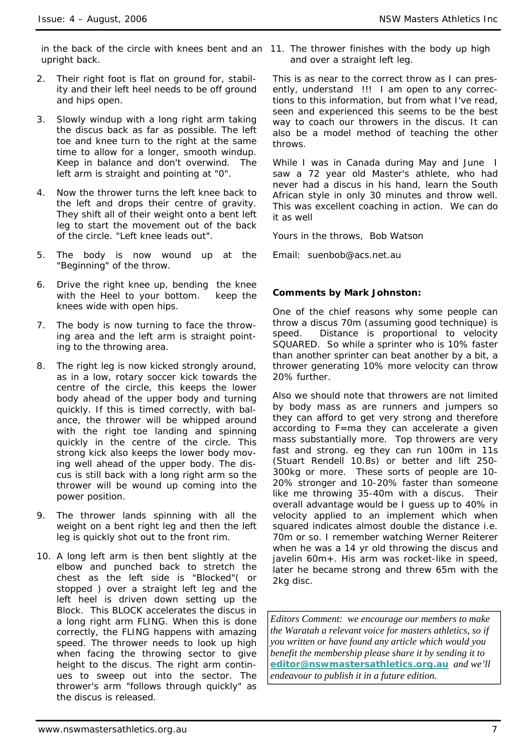in the back of the circle with knees bent and an upright back.

2. Their right foot is flat on ground for, stability and their left heel needs to be off ground and hips open.

3. Slowly windup with a long right arm taking the discus back as far as possible. The left toe and knee turn to the right at the same time to allow for a longer, smooth windup. Keep in balance and don't overwind. The left arm is straight and pointing at "0".

4. Now the thrower turns the left knee back to the left and drops their centre of gravity. They shift all of their weight onto a bent left leg to start the movement out of the back of the circle. "Left knee leads out".

5. The body is now wound up at the "Beginning" of the throw.

6. Drive the right knee up, bending the knee with the Heel to your bottom. keep the knees wide with open hips.

7. The body is now turning to face the throwing area and the left arm is straight pointing to the throwing area.

8. The right leg is now kicked strongly around, as in a low, rotary soccer kick towards the centre of the circle, this keeps the lower body ahead of the upper body and turning quickly. If this is timed correctly, with balance, the thrower will be whipped around with the right toe landing and spinning quickly in the centre of the circle. This strong kick also keeps the lower body moving well ahead of the upper body. The discus is still back with a long right arm so the thrower will be wound up coming into the power position.

9. The thrower lands spinning with all the weight on a bent right leg and then the left leg is quickly shot out to the front rim.

10. A long left arm is then bent slightly at the elbow and punched back to stretch the chest as the left side is "Blocked"( or stopped ) over a straight left leg and the left heel is driven down setting up the Block. This BLOCK accelerates the discus in a long right arm FLING. When this is done correctly, the FLING happens with amazing speed. The thrower needs to look up high when facing the throwing sector to give height to the discus. The right arm continues to sweep out into the sector. The thrower's arm "follows through quickly" as the discus is released.

11. The thrower finishes with the body up high and over a straight left leg.

This is as near to the correct throw as I can presently, understand !!! I am open to any corrections to this information, but from what I've read, seen and experienced this seems to be the best way to coach our throwers in the discus. It can also be a model method of teaching the other throws.

While I was in Canada during May and June I saw a 72 year old Master's athlete, who had never had a discus in his hand, learn the South African style in only 30 minutes and throw well. This was excellent coaching in action. We can do it as well

Yours in the throws, Bob Watson

Email: suenbob@acs.net.au

**Comments by Mark Johnston:**

One of the chief reasons why some people can throw a discus 70m (assuming good technique) is speed. Distance is proportional to velocity SQUARED. So while a sprinter who is 10% faster than another sprinter can beat another by a bit, a thrower generating 10% more velocity can throw 20% further.

Also we should note that throwers are not limited by body mass as are runners and jumpers so they can afford to get very strong and therefore according to F=ma they can accelerate a given mass substantially more. Top throwers are very fast and strong. eg they can run 100m in 11s (Stuart Rendell 10.8s) or better and lift 250-300kg or more. These sorts of people are 10-20% stronger and 10-20% faster than someone like me throwing 35-40m with a discus. Their overall advantage would be I guess up to 40% in velocity applied to an implement which when squared indicates almost double the distance i.e. 70m or so. I remember watching Werner Reiterer when he was a 14 yr old throwing the discus and javelin 60m+. His arm was rocket-like in speed, later he became strong and threw 65m with the 2kg disc.

*Editors Comment: we encourage our members to make the Waratah a relevant voice for masters athletics, so if you written or have found any article which would you benefit the membership please share it by sending it to* **editor@nswmastersathletics.org.au** *and we'll endeavour to publish it in a future edition.*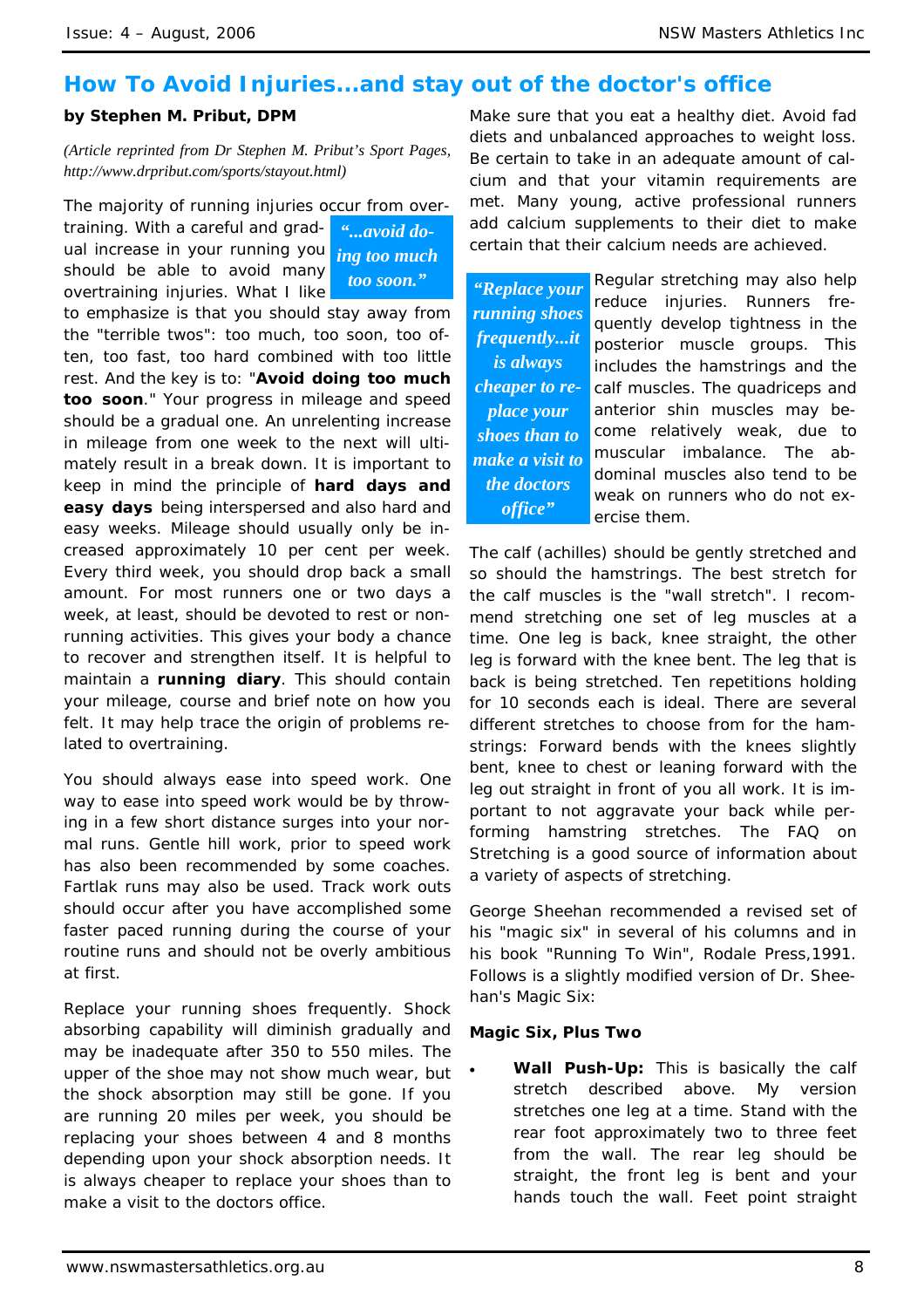## How To Avoid Injuries...and stay out of the doctor's office

**by Stephen M. Pribut, DPM**

*(Article reprinted from Dr Stephen M. Pribut's Sport Pages, http://www.drpribut.com/sports/stayout.html)*

The majority of running injuries occur from overtraining. With a careful and gradual increase in your running you should be able to avoid many overtraining injuries. What I like to emphasize is that you should stay away from the "terrible twos": too much, too soon, too often, too fast, too hard combined with too little rest. And the key is to: "**Avoid doing too much too soon**." Your progress in mileage and speed should be a gradual one. An unrelenting increase in mileage from one week to the next will ultimately result in a break down. It is important to keep in mind the principle of **hard days and easy days** being interspersed and also hard and easy weeks. Mileage should usually only be increased approximately 10 per cent per week. Every third week, you should drop back a small amount. For most runners one or two days a week, at least, should be devoted to rest or non-running activities. This gives your body a chance to recover and strengthen itself. It is helpful to maintain a **running diary**. This should contain your mileage, course and brief note on how you felt. It may help trace the origin of problems related to overtraining.

> *"...avoid doing too much too soon."*

You should always ease into speed work. One way to ease into speed work would be by throwing in a few short distance surges into your normal runs. Gentle hill work, prior to speed work has also been recommended by some coaches. Fartlak runs may also be used. Track work outs should occur after you have accomplished some faster paced running during the course of your routine runs and should not be overly ambitious at first.

Replace your running shoes frequently. Shock absorbing capability will diminish gradually and may be inadequate after 350 to 550 miles. The upper of the shoe may not show much wear, but the shock absorption may still be gone. If you are running 20 miles per week, you should be replacing your shoes between 4 and 8 months depending upon your shock absorption needs. It is always cheaper to replace your shoes than to make a visit to the doctors office.

Make sure that you eat a healthy diet. Avoid fad diets and unbalanced approaches to weight loss. Be certain to take in an adequate amount of calcium and that your vitamin requirements are met. Many young, active professional runners add calcium supplements to their diet to make certain that their calcium needs are achieved.

> *"Replace your running shoes frequently...it is always cheaper to replace your shoes than to make a visit to the doctors office"*

Regular stretching may also help reduce injuries. Runners frequently develop tightness in the posterior muscle groups. This includes the hamstrings and the calf muscles. The quadriceps and anterior shin muscles may become relatively weak, due to muscular imbalance. The abdominal muscles also tend to be weak on runners who do not exercise them.

The calf (achilles) should be gently stretched and so should the hamstrings. The best stretch for the calf muscles is the "wall stretch". I recommend stretching one set of leg muscles at a time. One leg is back, knee straight, the other leg is forward with the knee bent. The leg that is back is being stretched. Ten repetitions holding for 10 seconds each is ideal. There are several different stretches to choose from for the hamstrings: Forward bends with the knees slightly bent, knee to chest or leaning forward with the leg out straight in front of you all work. It is important to not aggravate your back while performing hamstring stretches. The FAQ on Stretching is a good source of information about a variety of aspects of stretching.

George Sheehan recommended a revised set of his "magic six" in several of his columns and in his book "Running To Win", Rodale Press,1991. Follows is a slightly modified version of Dr. Sheehan's Magic Six:

**Magic Six, Plus Two**

- **Wall Push-Up:** This is basically the calf stretch described above. My version stretches one leg at a time. Stand with the rear foot approximately two to three feet from the wall. The rear leg should be straight, the front leg is bent and your hands touch the wall. Feet point straight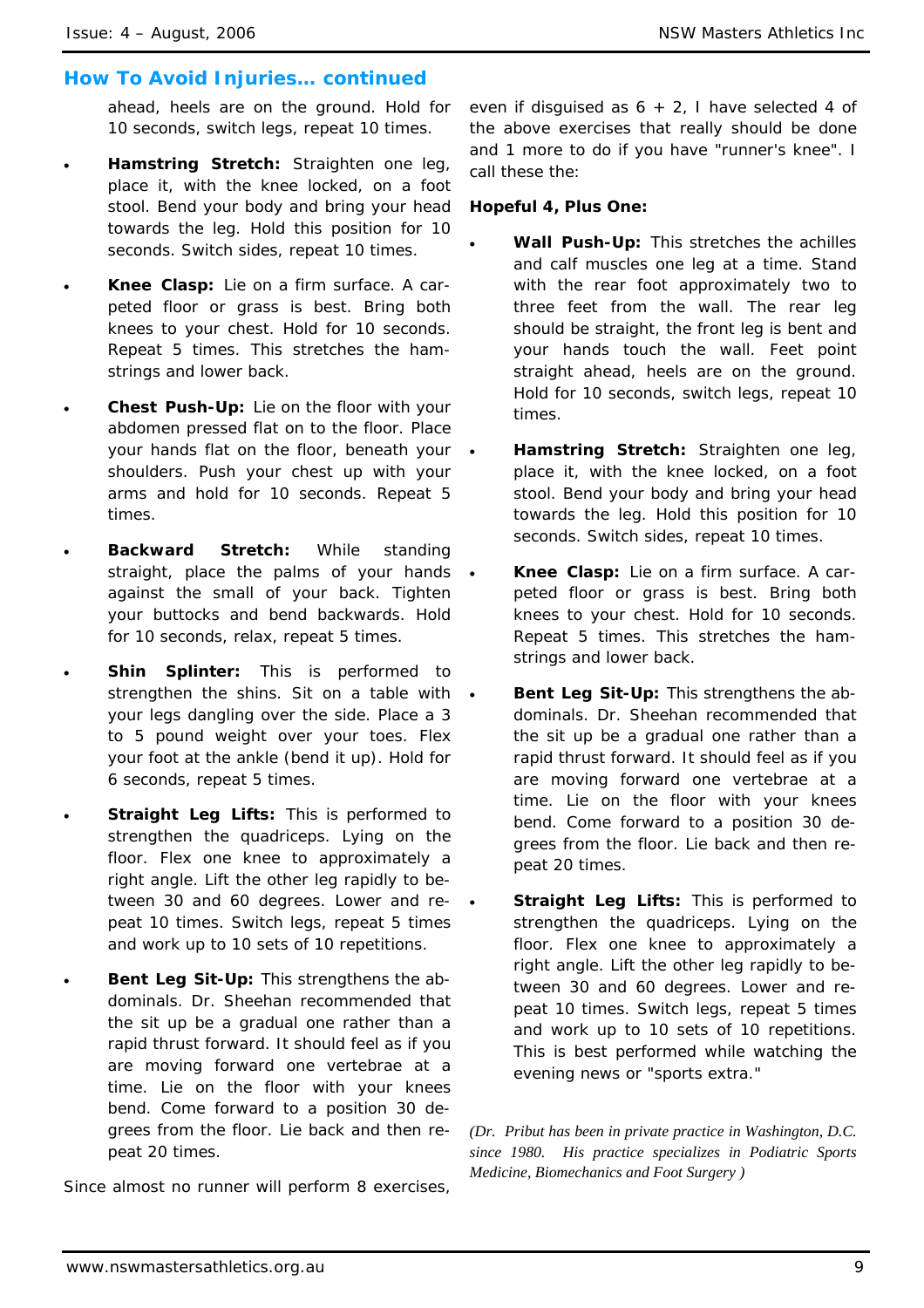## How To Avoid Injuries… continued

ahead, heels are on the ground. Hold for 10 seconds, switch legs, repeat 10 times.

- **Hamstring Stretch:** Straighten one leg, place it, with the knee locked, on a foot stool. Bend your body and bring your head towards the leg. Hold this position for 10 seconds. Switch sides, repeat 10 times.
- **Knee Clasp:** Lie on a firm surface. A carpeted floor or grass is best. Bring both knees to your chest. Hold for 10 seconds. Repeat 5 times. This stretches the hamstrings and lower back.
- **Chest Push-Up:** Lie on the floor with your abdomen pressed flat on to the floor. Place your hands flat on the floor, beneath your shoulders. Push your chest up with your arms and hold for 10 seconds. Repeat 5 times.
- **Backward Stretch:** While standing straight, place the palms of your hands against the small of your back. Tighten your buttocks and bend backwards. Hold for 10 seconds, relax, repeat 5 times.
- **Shin Splinter:** This is performed to strengthen the shins. Sit on a table with your legs dangling over the side. Place a 3 to 5 pound weight over your toes. Flex your foot at the ankle (bend it up). Hold for 6 seconds, repeat 5 times.
- **Straight Leg Lifts:** This is performed to strengthen the quadriceps. Lying on the floor. Flex one knee to approximately a right angle. Lift the other leg rapidly to between 30 and 60 degrees. Lower and repeat 10 times. Switch legs, repeat 5 times and work up to 10 sets of 10 repetitions.
- **Bent Leg Sit-Up:** This strengthens the abdominals. Dr. Sheehan recommended that the sit up be a gradual one rather than a rapid thrust forward. It should feel as if you are moving forward one vertebrae at a time. Lie on the floor with your knees bend. Come forward to a position 30 degrees from the floor. Lie back and then repeat 20 times.

Since almost no runner will perform 8 exercises, even if disguised as 6 + 2, I have selected 4 of the above exercises that really should be done and 1 more to do if you have "runner's knee". I call these the:

**Hopeful 4, Plus One:**

- **Wall Push-Up:** This stretches the achilles and calf muscles one leg at a time. Stand with the rear foot approximately two to three feet from the wall. The rear leg should be straight, the front leg is bent and your hands touch the wall. Feet point straight ahead, heels are on the ground. Hold for 10 seconds, switch legs, repeat 10 times.
- **Hamstring Stretch:** Straighten one leg, place it, with the knee locked, on a foot stool. Bend your body and bring your head towards the leg. Hold this position for 10 seconds. Switch sides, repeat 10 times.
- **Knee Clasp:** Lie on a firm surface. A carpeted floor or grass is best. Bring both knees to your chest. Hold for 10 seconds. Repeat 5 times. This stretches the hamstrings and lower back.
- **Bent Leg Sit-Up:** This strengthens the abdominals. Dr. Sheehan recommended that the sit up be a gradual one rather than a rapid thrust forward. It should feel as if you are moving forward one vertebrae at a time. Lie on the floor with your knees bend. Come forward to a position 30 degrees from the floor. Lie back and then repeat 20 times.
- **Straight Leg Lifts:** This is performed to strengthen the quadriceps. Lying on the floor. Flex one knee to approximately a right angle. Lift the other leg rapidly to between 30 and 60 degrees. Lower and repeat 10 times. Switch legs, repeat 5 times and work up to 10 sets of 10 repetitions. This is best performed while watching the evening news or "sports extra."

*(Dr. Pribut has been in private practice in Washington, D.C. since 1980. His practice specializes in Podiatric Sports Medicine, Biomechanics and Foot Surgery )*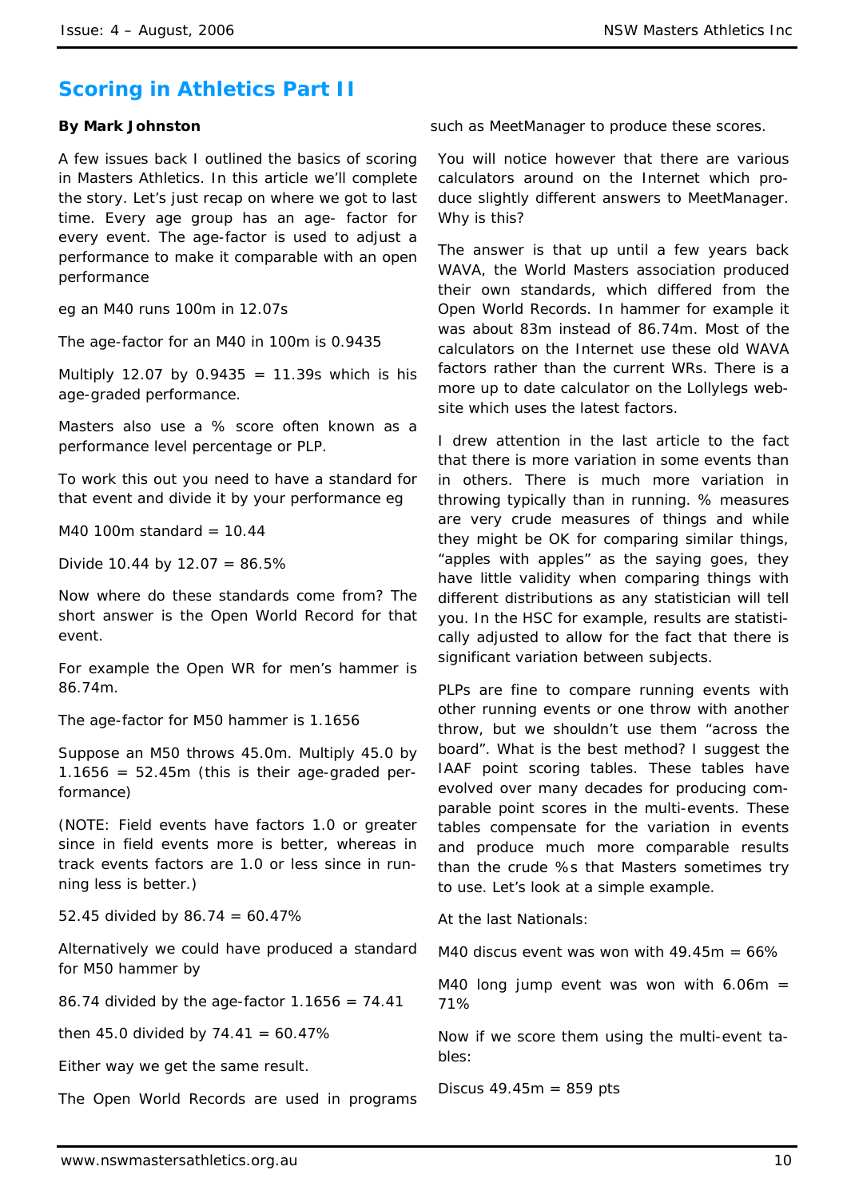## Scoring in Athletics Part II

**By Mark Johnston**

A few issues back I outlined the basics of scoring in Masters Athletics. In this article we'll complete the story. Let's just recap on where we got to last time. Every age group has an age- factor for every event. The age-factor is used to adjust a performance to make it comparable with an open performance

eg an M40 runs 100m in 12.07s

The age-factor for an M40 in 100m is 0.9435

Multiply 12.07 by 0.9435 = 11.39s which is his age-graded performance.

Masters also use a % score often known as a performance level percentage or PLP.

To work this out you need to have a standard for that event and divide it by your performance eg

M40 100m standard = 10.44

Divide 10.44 by 12.07 = 86.5%

Now where do these standards come from? The short answer is the Open World Record for that event.

For example the Open WR for men's hammer is 86.74m.

The age-factor for M50 hammer is 1.1656

Suppose an M50 throws 45.0m. Multiply 45.0 by 1.1656 = 52.45m (this is their age-graded performance)

(NOTE: Field events have factors 1.0 or greater since in field events more is better, whereas in track events factors are 1.0 or less since in running less is better.)

52.45 divided by 86.74 = 60.47%

Alternatively we could have produced a standard for M50 hammer by

86.74 divided by the age-factor 1.1656 = 74.41

then 45.0 divided by 74.41 = 60.47%

Either way we get the same result.

The Open World Records are used in programs such as MeetManager to produce these scores.

You will notice however that there are various calculators around on the Internet which produce slightly different answers to MeetManager. Why is this?

The answer is that up until a few years back WAVA, the World Masters association produced their own standards, which differed from the Open World Records. In hammer for example it was about 83m instead of 86.74m. Most of the calculators on the Internet use these old WAVA factors rather than the current WRs. There is a more up to date calculator on the Lollylegs website which uses the latest factors.

I drew attention in the last article to the fact that there is more variation in some events than in others. There is much more variation in throwing typically than in running. % measures are very crude measures of things and while they might be OK for comparing similar things, "apples with apples" as the saying goes, they have little validity when comparing things with different distributions as any statistician will tell you. In the HSC for example, results are statistically adjusted to allow for the fact that there is significant variation between subjects.

PLPs are fine to compare running events with other running events or one throw with another throw, but we shouldn't use them "across the board". What is the best method? I suggest the IAAF point scoring tables. These tables have evolved over many decades for producing comparable point scores in the multi-events. These tables compensate for the variation in events and produce much more comparable results than the crude %s that Masters sometimes try to use. Let's look at a simple example.

At the last Nationals:

M40 discus event was won with 49.45m = 66%

M40 long jump event was won with 6.06m = 71%

Now if we score them using the multi-event tables:

Discus 49.45m = 859 pts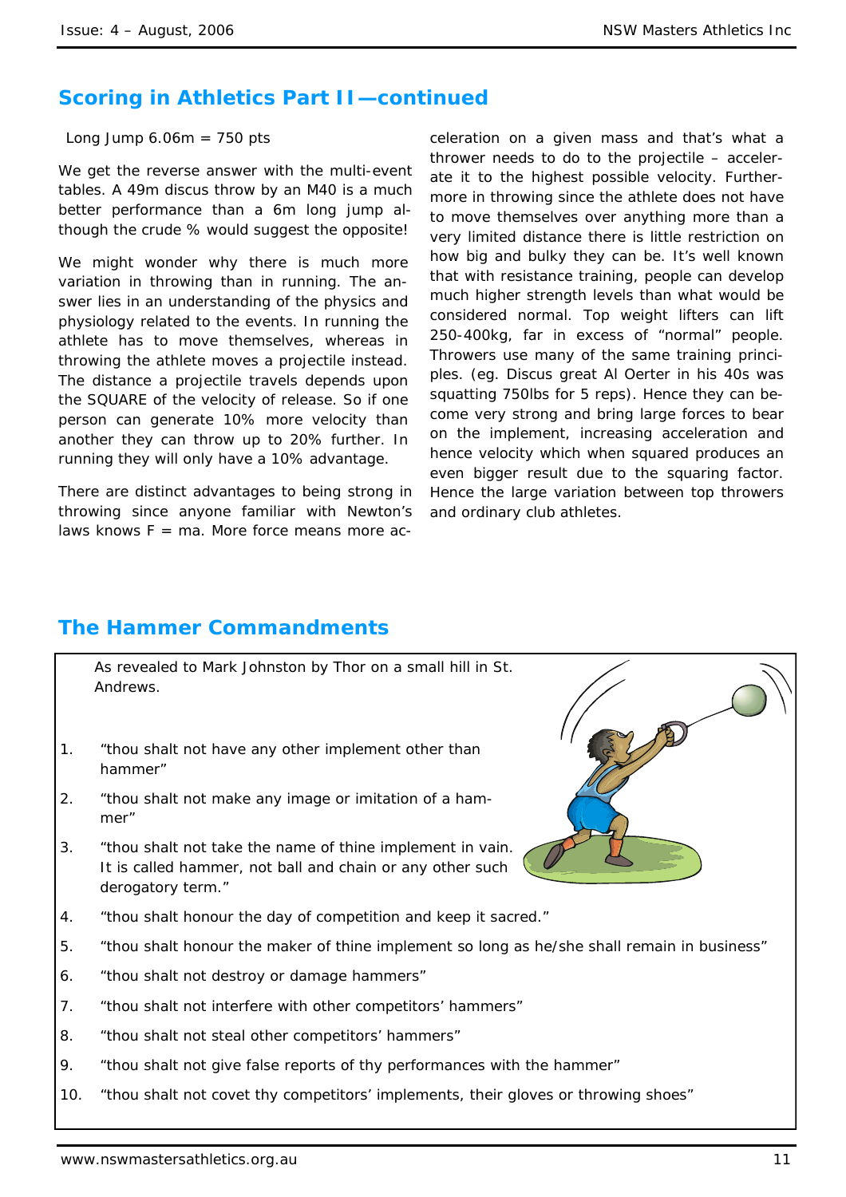## Scoring in Athletics Part II—continued

Long Jump 6.06m = 750 pts

We get the reverse answer with the multi-event tables. A 49m discus throw by an M40 is a much better performance than a 6m long jump although the crude % would suggest the opposite!

We might wonder why there is much more variation in throwing than in running. The answer lies in an understanding of the physics and physiology related to the events. In running the athlete has to move themselves, whereas in throwing the athlete moves a projectile instead. The distance a projectile travels depends upon the SQUARE of the velocity of release. So if one person can generate 10% more velocity than another they can throw up to 20% further. In running they will only have a 10% advantage.

There are distinct advantages to being strong in throwing since anyone familiar with Newton's laws knows F = ma. More force means more acceleration on a given mass and that's what a thrower needs to do to the projectile – accelerate it to the highest possible velocity. Furthermore in throwing since the athlete does not have to move themselves over anything more than a very limited distance there is little restriction on how big and bulky they can be. It's well known that with resistance training, people can develop much higher strength levels than what would be considered normal. Top weight lifters can lift 250-400kg, far in excess of "normal" people. Throwers use many of the same training principles. (eg. Discus great Al Oerter in his 40s was squatting 750lbs for 5 reps). Hence they can become very strong and bring large forces to bear on the implement, increasing acceleration and hence velocity which when squared produces an even bigger result due to the squaring factor. Hence the large variation between top throwers and ordinary club athletes.

## The Hammer Commandments

As revealed to Mark Johnston by Thor on a small hill in St. Andrews.

1. "thou shalt not have any other implement other than hammer"
2. "thou shalt not make any image or imitation of a hammer"
3. "thou shalt not take the name of thine implement in vain. It is called hammer, not ball and chain or any other such derogatory term."
4. "thou shalt honour the day of competition and keep it sacred."
5. "thou shalt honour the maker of thine implement so long as he/she shall remain in business"
6. "thou shalt not destroy or damage hammers"
7. "thou shalt not interfere with other competitors' hammers"
8. "thou shalt not steal other competitors' hammers"
9. "thou shalt not give false reports of thy performances with the hammer"
10. "thou shalt not covet thy competitors' implements, their gloves or throwing shoes"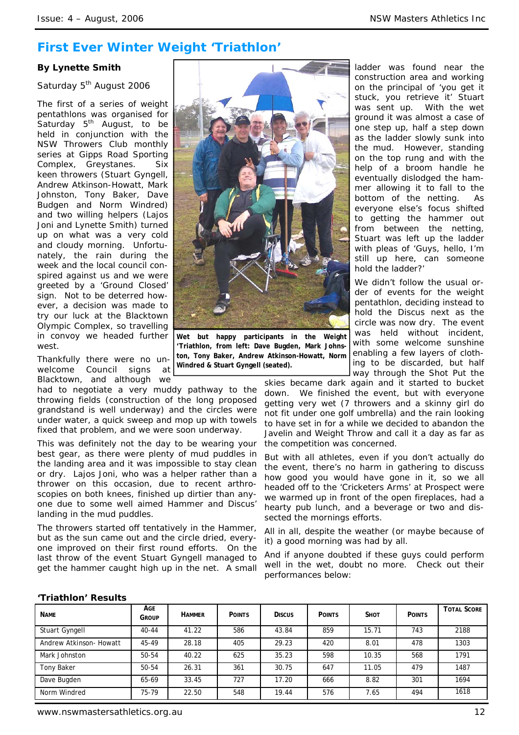# First Ever Winter Weight 'Triathlon'

**By Lynette Smith**

Saturday 5th August 2006

The first of a series of weight pentathlons was organised for Saturday 5th August, to be held in conjunction with the NSW Throwers Club monthly series at Gipps Road Sporting Complex, Greystanes. Six keen throwers (Stuart Gyngell, Andrew Atkinson-Howatt, Mark Johnston, Tony Baker, Dave Budgen and Norm Windred) and two willing helpers (Lajos Joni and Lynette Smith) turned up on what was a very cold and cloudy morning. Unfortunately, the rain during the week and the local council conspired against us and we were greeted by a 'Ground Closed' sign. Not to be deterred however, a decision was made to try our luck at the Blacktown Olympic Complex, so travelling in convoy we headed further west.

**Wet but happy participants in the Weight 'Triathlon, from left: Dave Bugden, Mark Johnston, Tony Baker, Andrew Atkinson-Howatt, Norm Windred & Stuart Gyngell (seated).**

Thankfully there were no unwelcome Council signs at Blacktown, and although we had to negotiate a very muddy pathway to the throwing fields (construction of the long proposed grandstand is well underway) and the circles were under water, a quick sweep and mop up with towels fixed that problem, and we were soon underway.

This was definitely not the day to be wearing your best gear, as there were plenty of mud puddles in the landing area and it was impossible to stay clean or dry. Lajos Joni, who was a helper rather than a thrower on this occasion, due to recent arthroscopies on both knees, finished up dirtier than anyone due to some well aimed Hammer and Discus' landing in the mud puddles.

The throwers started off tentatively in the Hammer, but as the sun came out and the circle dried, everyone improved on their first round efforts. On the last throw of the event Stuart Gyngell managed to get the hammer caught high up in the net. A small ladder was found near the construction area and working on the principal of 'you get it stuck, you retrieve it' Stuart was sent up. With the wet ground it was almost a case of one step up, half a step down as the ladder slowly sunk into the mud. However, standing on the top rung and with the help of a broom handle he eventually dislodged the hammer allowing it to fall to the bottom of the netting. As everyone else's focus shifted to getting the hammer out from between the netting, Stuart was left up the ladder with pleas of 'Guys, hello, I'm still up here, can someone hold the ladder?'

We didn't follow the usual order of events for the weight pentathlon, deciding instead to hold the Discus next as the circle was now dry. The event was held without incident, with some welcome sunshine enabling a few layers of clothing to be discarded, but half way through the Shot Put the skies became dark again and it started to bucket down. We finished the event, but with everyone getting very wet (7 throwers and a skinny girl do not fit under one golf umbrella) and the rain looking to have set in for a while we decided to abandon the Javelin and Weight Throw and call it a day as far as the competition was concerned.

But with all athletes, even if you don't actually do the event, there's no harm in gathering to discuss how good you would have gone in it, so we all headed off to the 'Cricketers Arms' at Prospect were we warmed up in front of the open fireplaces, had a hearty pub lunch, and a beverage or two and dissected the mornings efforts.

All in all, despite the weather (or maybe because of it) a good morning was had by all.

And if anyone doubted if these guys could perform well in the wet, doubt no more. Check out their performances below:

**'Triathlon' Results**

| Name | Age Group | Hammer | Points | Discus | Points | Shot | Points | Total Score |
|---|---|---|---|---|---|---|---|---|
| Stuart Gyngell | 40-44 | 41.22 | 586 | 43.84 | 859 | 15.71 | 743 | 2188 |
| Andrew Atkinson- Howatt | 45-49 | 28.18 | 405 | 29.23 | 420 | 8.01 | 478 | 1303 |
| Mark Johnston | 50-54 | 40.22 | 625 | 35.23 | 598 | 10.35 | 568 | 1791 |
| Tony Baker | 50-54 | 26.31 | 361 | 30.75 | 647 | 11.05 | 479 | 1487 |
| Dave Bugden | 65-69 | 33.45 | 727 | 17.20 | 666 | 8.82 | 301 | 1694 |
| Norm Windred | 75-79 | 22.50 | 548 | 19.44 | 576 | 7.65 | 494 | 1618 |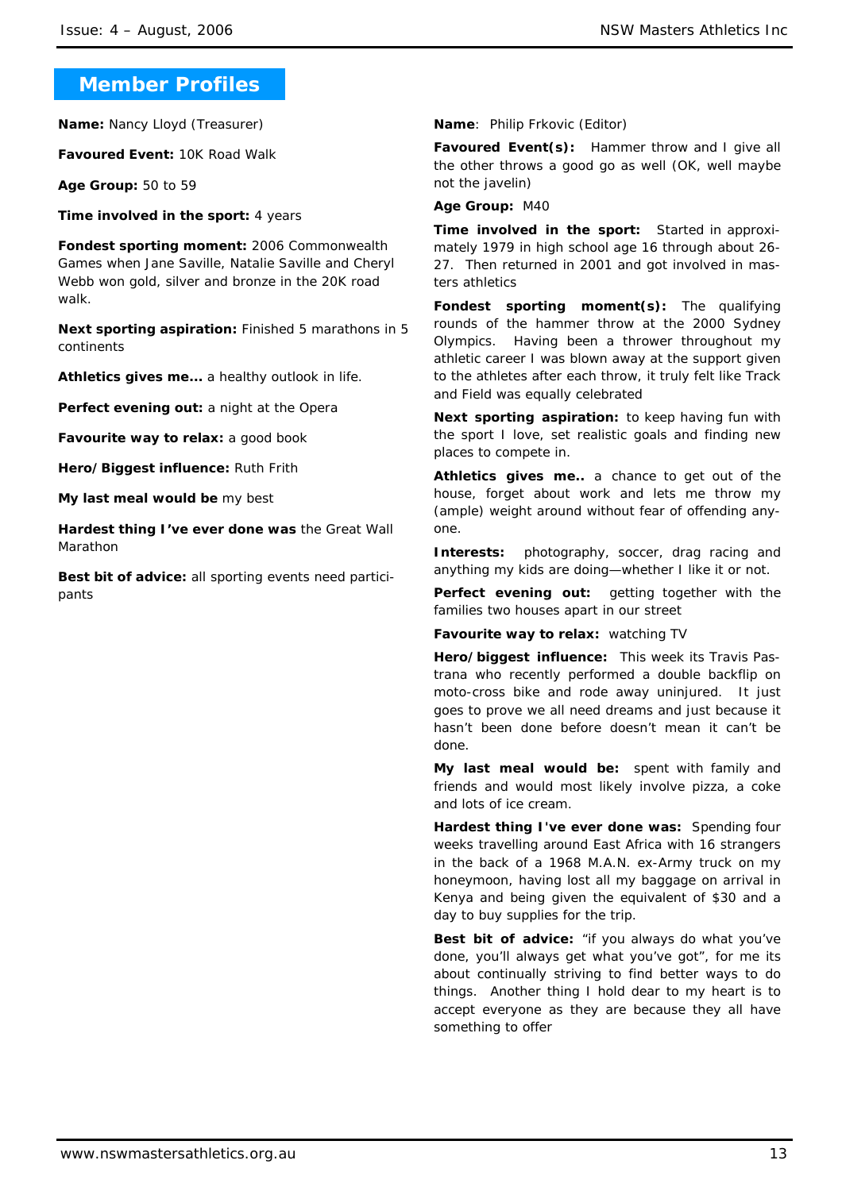## Member Profiles

**Name:** Nancy Lloyd (Treasurer)

**Favoured Event:** 10K Road Walk

**Age Group:** 50 to 59

**Time involved in the sport:** 4 years

**Fondest sporting moment:** 2006 Commonwealth Games when Jane Saville, Natalie Saville and Cheryl Webb won gold, silver and bronze in the 20K road walk.

**Next sporting aspiration:** Finished 5 marathons in 5 continents

**Athletics gives me...** a healthy outlook in life.

**Perfect evening out:** a night at the Opera

**Favourite way to relax:** a good book

**Hero/Biggest influence:** Ruth Frith

**My last meal would be** my best

**Hardest thing I've ever done was** the Great Wall Marathon

**Best bit of advice:** all sporting events need participants

**Name**: Philip Frkovic (Editor)

**Favoured Event(s):** Hammer throw and I give all the other throws a good go as well (OK, well maybe not the javelin)

**Age Group:** M40

**Time involved in the sport:** Started in approximately 1979 in high school age 16 through about 26-27. Then returned in 2001 and got involved in masters athletics

**Fondest sporting moment(s):** The qualifying rounds of the hammer throw at the 2000 Sydney Olympics. Having been a thrower throughout my athletic career I was blown away at the support given to the athletes after each throw, it truly felt like Track and Field was equally celebrated

**Next sporting aspiration:** to keep having fun with the sport I love, set realistic goals and finding new places to compete in.

**Athletics gives me..** a chance to get out of the house, forget about work and lets me throw my (ample) weight around without fear of offending anyone.

**Interests:** photography, soccer, drag racing and anything my kids are doing—whether I like it or not.

**Perfect evening out:** getting together with the families two houses apart in our street

**Favourite way to relax:** watching TV

**Hero/biggest influence:** This week its Travis Pastrana who recently performed a double backflip on moto-cross bike and rode away uninjured. It just goes to prove we all need dreams and just because it hasn't been done before doesn't mean it can't be done.

**My last meal would be:** spent with family and friends and would most likely involve pizza, a coke and lots of ice cream.

**Hardest thing I've ever done was:** Spending four weeks travelling around East Africa with 16 strangers in the back of a 1968 M.A.N. ex-Army truck on my honeymoon, having lost all my baggage on arrival in Kenya and being given the equivalent of $30 and a day to buy supplies for the trip.

**Best bit of advice:** "if you always do what you've done, you'll always get what you've got", for me its about continually striving to find better ways to do things. Another thing I hold dear to my heart is to accept everyone as they are because they all have something to offer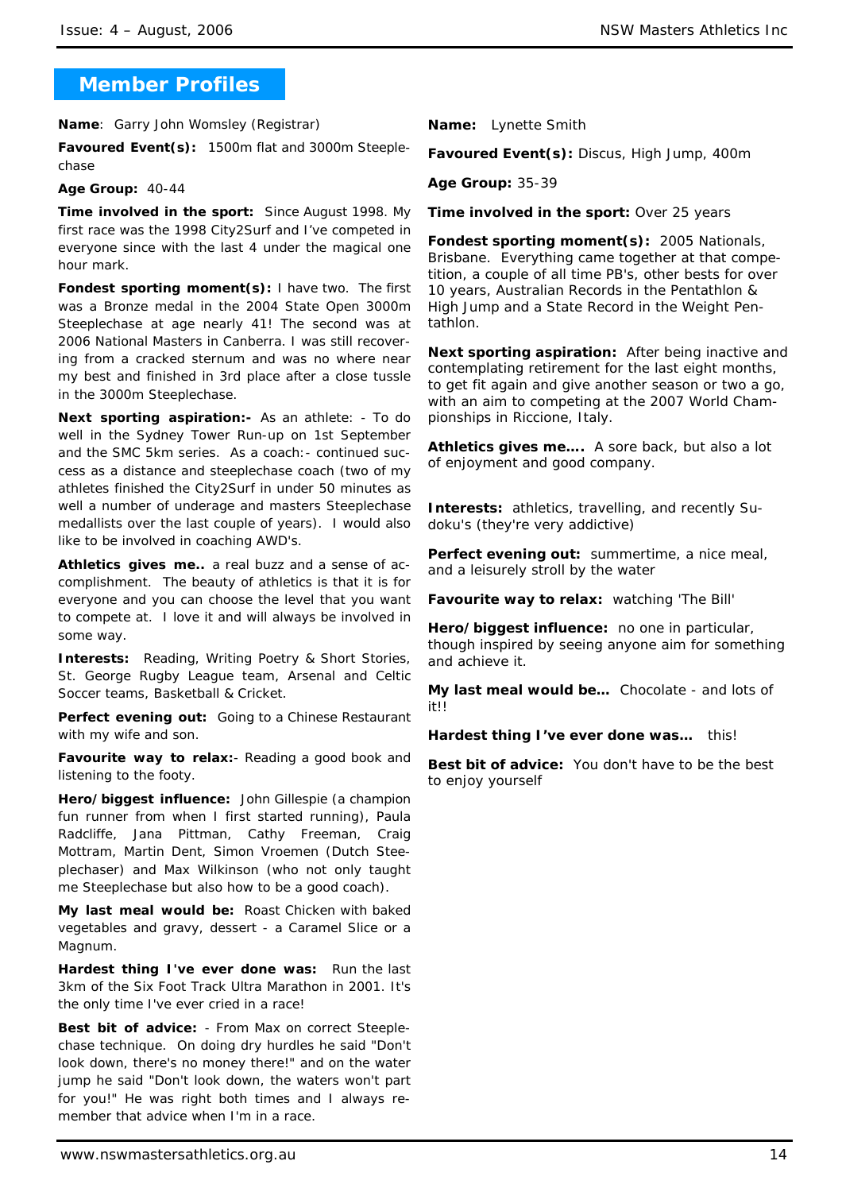# Member Profiles

**Name**: Garry John Womsley (Registrar)

**Favoured Event(s):** 1500m flat and 3000m Steeplechase

**Age Group:** 40-44

**Time involved in the sport:** Since August 1998. My first race was the 1998 City2Surf and I've competed in everyone since with the last 4 under the magical one hour mark.

**Fondest sporting moment(s):** I have two. The first was a Bronze medal in the 2004 State Open 3000m Steeplechase at age nearly 41! The second was at 2006 National Masters in Canberra. I was still recovering from a cracked sternum and was no where near my best and finished in 3rd place after a close tussle in the 3000m Steeplechase.

**Next sporting aspiration:-** As an athlete: - To do well in the Sydney Tower Run-up on 1st September and the SMC 5km series. As a coach:- continued success as a distance and steeplechase coach (two of my athletes finished the City2Surf in under 50 minutes as well a number of underage and masters Steeplechase medallists over the last couple of years). I would also like to be involved in coaching AWD's.

**Athletics gives me..** a real buzz and a sense of accomplishment. The beauty of athletics is that it is for everyone and you can choose the level that you want to compete at. I love it and will always be involved in some way.

**Interests:** Reading, Writing Poetry & Short Stories, St. George Rugby League team, Arsenal and Celtic Soccer teams, Basketball & Cricket.

**Perfect evening out:** Going to a Chinese Restaurant with my wife and son.

**Favourite way to relax:**- Reading a good book and listening to the footy.

**Hero/biggest influence:** John Gillespie (a champion fun runner from when I first started running), Paula Radcliffe, Jana Pittman, Cathy Freeman, Craig Mottram, Martin Dent, Simon Vroemen (Dutch Steeplechaser) and Max Wilkinson (who not only taught me Steeplechase but also how to be a good coach).

**My last meal would be:** Roast Chicken with baked vegetables and gravy, dessert - a Caramel Slice or a Magnum.

**Hardest thing I've ever done was:** Run the last 3km of the Six Foot Track Ultra Marathon in 2001. It's the only time I've ever cried in a race!

**Best bit of advice:** - From Max on correct Steeplechase technique. On doing dry hurdles he said "Don't look down, there's no money there!" and on the water jump he said "Don't look down, the waters won't part for you!" He was right both times and I always remember that advice when I'm in a race.

**Name:** Lynette Smith

**Favoured Event(s):** Discus, High Jump, 400m

**Age Group:** 35-39

**Time involved in the sport:** Over 25 years

**Fondest sporting moment(s):** 2005 Nationals, Brisbane. Everything came together at that competition, a couple of all time PB's, other bests for over 10 years, Australian Records in the Pentathlon & High Jump and a State Record in the Weight Pentathlon.

**Next sporting aspiration:** After being inactive and contemplating retirement for the last eight months, to get fit again and give another season or two a go, with an aim to competing at the 2007 World Championships in Riccione, Italy.

**Athletics gives me….** A sore back, but also a lot of enjoyment and good company.

**Interests:** athletics, travelling, and recently Sudoku's (they're very addictive)

**Perfect evening out:** summertime, a nice meal, and a leisurely stroll by the water

**Favourite way to relax:** watching 'The Bill'

**Hero/biggest influence:** no one in particular, though inspired by seeing anyone aim for something and achieve it.

**My last meal would be…** Chocolate - and lots of it!!

**Hardest thing I've ever done was…** this!

**Best bit of advice:** You don't have to be the best to enjoy yourself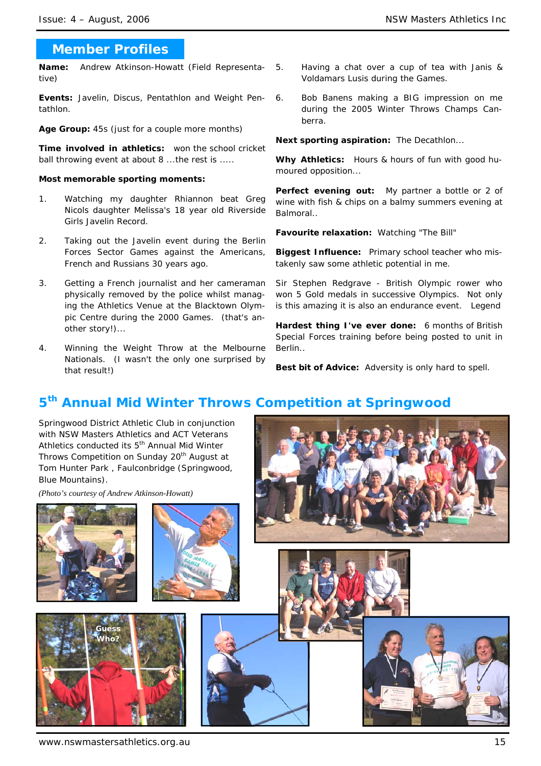## Member Profiles

**Name:** Andrew Atkinson-Howatt (Field Representative)

**Events:** Javelin, Discus, Pentathlon and Weight Pentathlon.

**Age Group:** 45s (just for a couple more months)

**Time involved in athletics:** won the school cricket ball throwing event at about 8 ...the rest is .....

**Most memorable sporting moments:**

1. Watching my daughter Rhiannon beat Greg Nicols daughter Melissa's 18 year old Riverside Girls Javelin Record.
2. Taking out the Javelin event during the Berlin Forces Sector Games against the Americans, French and Russians 30 years ago.
3. Getting a French journalist and her cameraman physically removed by the police whilst managing the Athletics Venue at the Blacktown Olympic Centre during the 2000 Games. (that's another story!)...
4. Winning the Weight Throw at the Melbourne Nationals. (I wasn't the only one surprised by that result!)
5. Having a chat over a cup of tea with Janis & Voldamars Lusis during the Games.
6. Bob Banens making a BIG impression on me during the 2005 Winter Throws Champs Canberra.

**Next sporting aspiration:** The Decathlon...

**Why Athletics:** Hours & hours of fun with good humoured opposition...

**Perfect evening out:** My partner a bottle or 2 of wine with fish & chips on a balmy summers evening at Balmoral..

**Favourite relaxation:** Watching "The Bill"

**Biggest Influence:** Primary school teacher who mistakenly saw some athletic potential in me.

Sir Stephen Redgrave - British Olympic rower who won 5 Gold medals in successive Olympics. Not only is this amazing it is also an endurance event. Legend

**Hardest thing I've ever done:** 6 months of British Special Forces training before being posted to unit in Berlin..

**Best bit of Advice:** Adversity is only hard to spell.

## 5th Annual Mid Winter Throws Competition at Springwood

Springwood District Athletic Club in conjunction with NSW Masters Athletics and ACT Veterans Athletics conducted its 5th Annual Mid Winter Throws Competition on Sunday 20th August at Tom Hunter Park , Faulconbridge (Springwood, Blue Mountains).

*(Photo's courtesy of Andrew Atkinson-Howatt)*

Guess Who?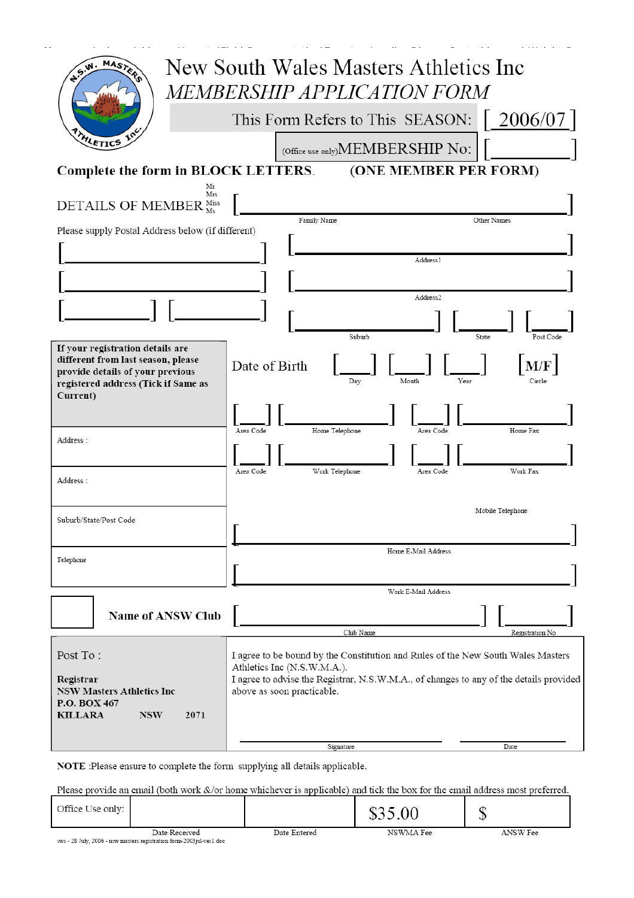# New South Wales Masters Athletics Inc

## *MEMBERSHIP APPLICATION FORM*

This Form Refers to This SEASON: [ 2006/07 ]

(Office use only) MEMBERSHIP No: [ ]

**Complete the form in BLOCK LETTERS. (ONE MEMBER PER FORM)**

DETAILS OF MEMBER Mr / Mrs / Miss / Ms [ ]

Family Name — Other Names

Please supply Postal Address below (if different)

[ ] [ ] Address1

[ ] [ ] Address2

[ ] [ ] [ ] [ ] [ ]

Suburb — State — Post Code

**If your registration details are different from last season, please provide details of your previous registered address (Tick if Same as Current)**

Date of Birth [ ] [ ] [ ] [M/F]

Day — Month — Year — Circle

Address :

[ ] [ ] [ ] [ ]

Area Code — Home Telephone — Area Code — Home Fax

Address :

[ ] [ ] [ ] [ ]

Area Code — Work Telephone — Area Code — Work Fax

Suburb/State/Post Code

Mobile Telephone

[ ]

Home E-Mail Address

Telephone

[ ]

Work E-Mail Address

**Name of ANSW Club** [ ] [ ]

Club Name — Registration No

Post To :

**Registrar**
**NSW Masters Athletics Inc**
**P.O. BOX 467**
**KILLARA NSW 2071**

I agree to be bound by the Constitution and Rules of the New South Wales Masters Athletics Inc (N.S.W.M.A.).
I agree to advise the Registrar, N.S.W.M.A., of changes to any of the details provided above as soon practicable.

Signature — Date

**NOTE** :Please ensure to complete the form supplying all details applicable.

Please provide an email (both work &/or home whichever is applicable) and tick the box for the email address most preferred.

| Office Use only: | | | $35.00 | $ |
|---|---|---|---|---|
| | Date Received | Date Entered | NSWMA Fee | ANSW Fee |

sws - 28 July, 2006 - nsw masters registration form-2003jul-ver1.doc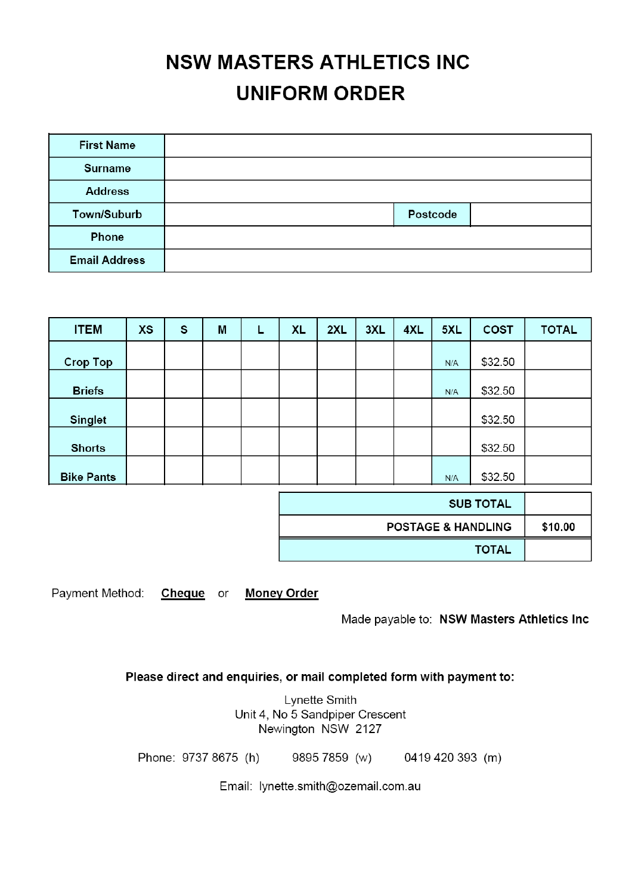# NSW MASTERS ATHLETICS INC
# UNIFORM ORDER

| | | | |
|---|---|---|---|
| **First Name** | | | |
| **Surname** | | | |
| **Address** | | | |
| **Town/Suburb** | | **Postcode** | |
| **Phone** | | | |
| **Email Address** | | | |

| ITEM | XS | S | M | L | XL | 2XL | 3XL | 4XL | 5XL | COST | TOTAL |
|---|---|---|---|---|---|---|---|---|---|---|---|
| **Crop Top** | | | | | | | | | N/A | $32.50 | |
| **Briefs** | | | | | | | | | N/A | $32.50 | |
| **Singlet** | | | | | | | | | | $32.50 | |
| **Shorts** | | | | | | | | | | $32.50 | |
| **Bike Pants** | | | | | | | | | N/A | $32.50 | |

| | |
|---|---|
| **SUB TOTAL** | |
| **POSTAGE & HANDLING** | **$10.00** |
| **TOTAL** | |

Payment Method: **Cheque** or **Money Order**

Made payable to: **NSW Masters Athletics Inc**

**Please direct and enquiries, or mail completed form with payment to:**

Lynette Smith
Unit 4, No 5 Sandpiper Crescent
Newington NSW 2127

Phone: 9737 8675 (h) 9895 7859 (w) 0419 420 393 (m)

Email: lynette.smith@ozemail.com.au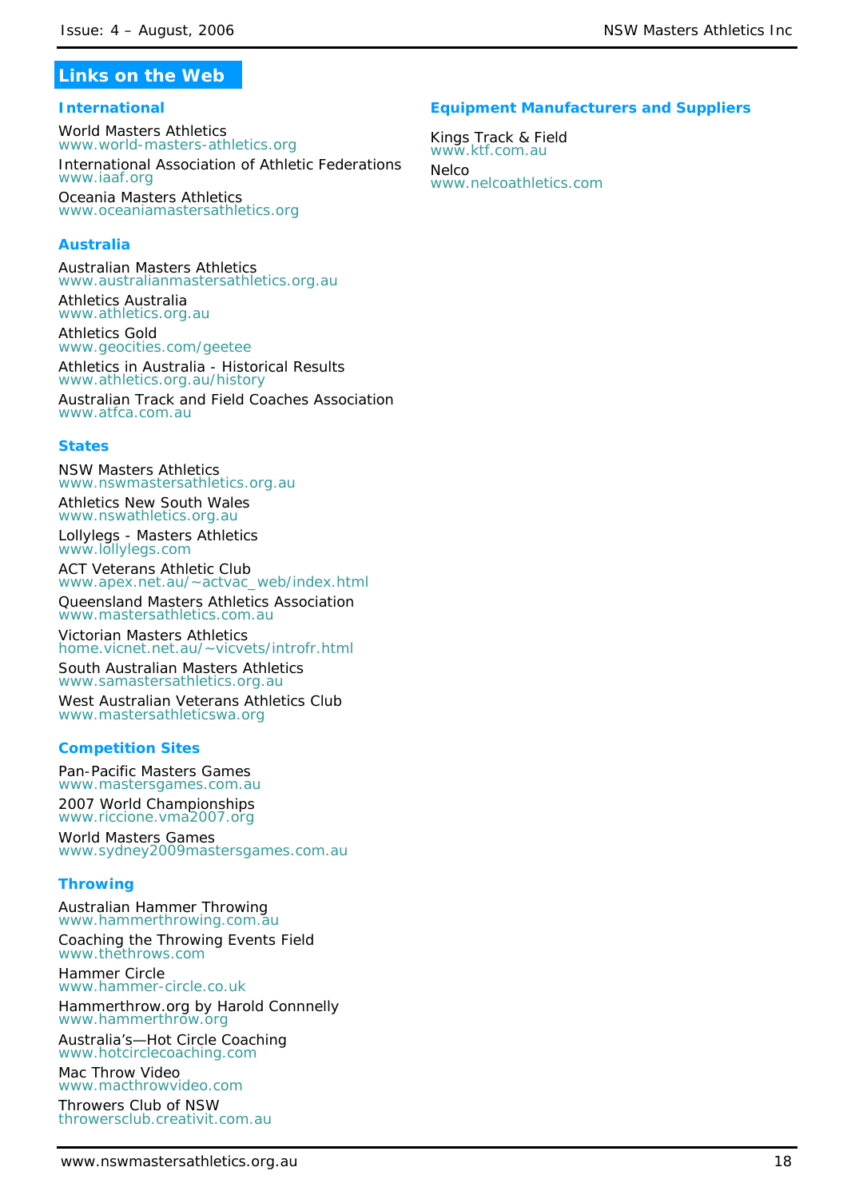## Links on the Web

### International

World Masters Athletics
www.world-masters-athletics.org

International Association of Athletic Federations
www.iaaf.org

Oceania Masters Athletics
www.oceaniamastersathletics.org

### Australia

Australian Masters Athletics
www.australianmastersathletics.org.au

Athletics Australia
www.athletics.org.au

Athletics Gold
www.geocities.com/geetee

Athletics in Australia - Historical Results
www.athletics.org.au/history

Australian Track and Field Coaches Association
www.atfca.com.au

### States

NSW Masters Athletics
www.nswmastersathletics.org.au

Athletics New South Wales
www.nswathletics.org.au

Lollylegs - Masters Athletics
www.lollylegs.com

ACT Veterans Athletic Club
www.apex.net.au/~actvac_web/index.html

Queensland Masters Athletics Association
www.mastersathletics.com.au

Victorian Masters Athletics
home.vicnet.net.au/~vicvets/introfr.html

South Australian Masters Athletics
www.samastersathletics.org.au

West Australian Veterans Athletics Club
www.mastersathleticswa.org

### Competition Sites

Pan-Pacific Masters Games
www.mastersgames.com.au

2007 World Championships
www.riccione.vma2007.org

World Masters Games
www.sydney2009mastersgames.com.au

### Throwing

Australian Hammer Throwing
www.hammerthrowing.com.au

Coaching the Throwing Events Field
www.thethrows.com

Hammer Circle
www.hammer-circle.co.uk

Hammerthrow.org by Harold Connnelly
www.hammerthrow.org

Australia's—Hot Circle Coaching
www.hotcirclecoaching.com

Mac Throw Video
www.macthrowvideo.com

Throwers Club of NSW
throwersclub.creativit.com.au

### Equipment Manufacturers and Suppliers

Kings Track & Field
www.ktf.com.au

Nelco
www.nelcoathletics.com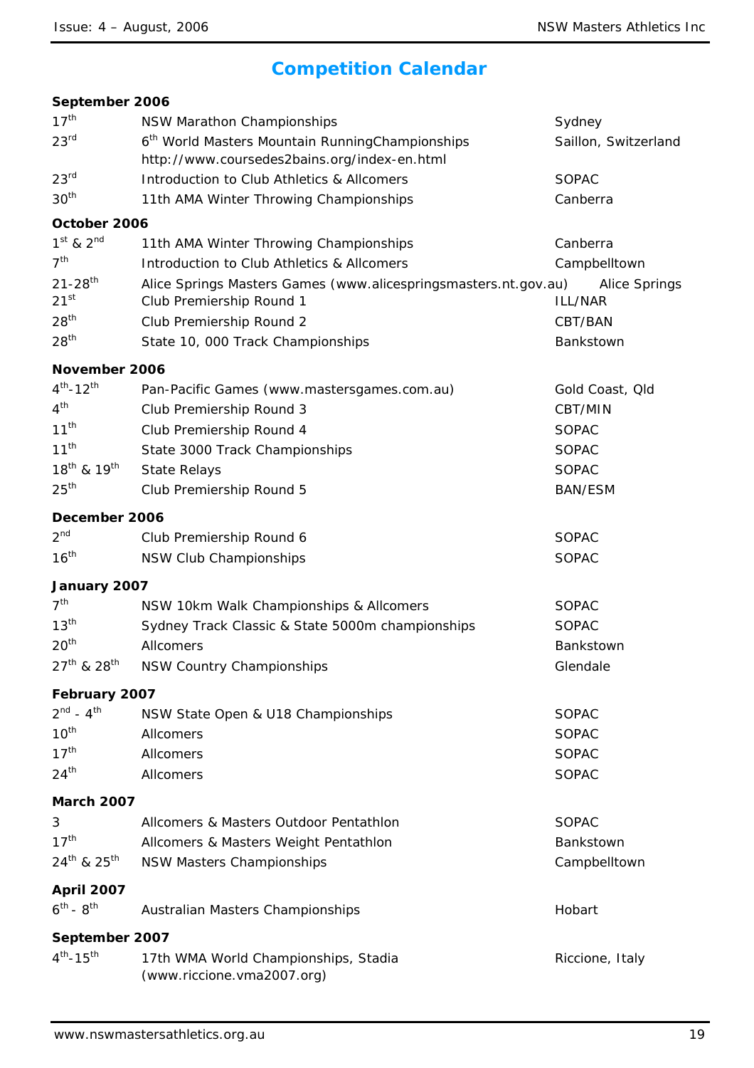# Competition Calendar

**September 2006**

| | | |
|---|---|---|
| 17th | NSW Marathon Championships | Sydney |
| 23rd | 6th World Masters Mountain RunningChampionships http://www.coursedes2bains.org/index-en.html | Saillon, Switzerland |
| 23rd | Introduction to Club Athletics & Allcomers | SOPAC |
| 30th | 11th AMA Winter Throwing Championships | Canberra |

**October 2006**

| | | |
|---|---|---|
| 1st & 2nd | 11th AMA Winter Throwing Championships | Canberra |
| 7th | Introduction to Club Athletics & Allcomers | Campbelltown |
| 21-28th | Alice Springs Masters Games (www.alicespringsmasters.nt.gov.au) | Alice Springs |
| 21st | Club Premiership Round 1 | ILL/NAR |
| 28th | Club Premiership Round 2 | CBT/BAN |
| 28th | State 10, 000 Track Championships | Bankstown |

**November 2006**

| | | |
|---|---|---|
| 4th-12th | Pan-Pacific Games (www.mastersgames.com.au) | Gold Coast, Qld |
| 4th | Club Premiership Round 3 | CBT/MIN |
| 11th | Club Premiership Round 4 | SOPAC |
| 11th | State 3000 Track Championships | SOPAC |
| 18th & 19th | State Relays | SOPAC |
| 25th | Club Premiership Round 5 | BAN/ESM |

**December 2006**

| | | |
|---|---|---|
| 2nd | Club Premiership Round 6 | SOPAC |
| 16th | NSW Club Championships | SOPAC |

**January 2007**

| | | |
|---|---|---|
| 7th | NSW 10km Walk Championships & Allcomers | SOPAC |
| 13th | Sydney Track Classic & State 5000m championships | SOPAC |
| 20th | Allcomers | Bankstown |
| 27th & 28th | NSW Country Championships | Glendale |

**February 2007**

| | | |
|---|---|---|
| 2nd - 4th | NSW State Open & U18 Championships | SOPAC |
| 10th | Allcomers | SOPAC |
| 17th | Allcomers | SOPAC |
| 24th | Allcomers | SOPAC |

**March 2007**

| | | |
|---|---|---|
| 3 | Allcomers & Masters Outdoor Pentathlon | SOPAC |
| 17th | Allcomers & Masters Weight Pentathlon | Bankstown |
| 24th & 25th | NSW Masters Championships | Campbelltown |

**April 2007**

| | | |
|---|---|---|
| 6th - 8th | Australian Masters Championships | Hobart |

**September 2007**

| | | |
|---|---|---|
| 4th-15th | 17th WMA World Championships, Stadia (www.riccione.vma2007.org) | Riccione, Italy |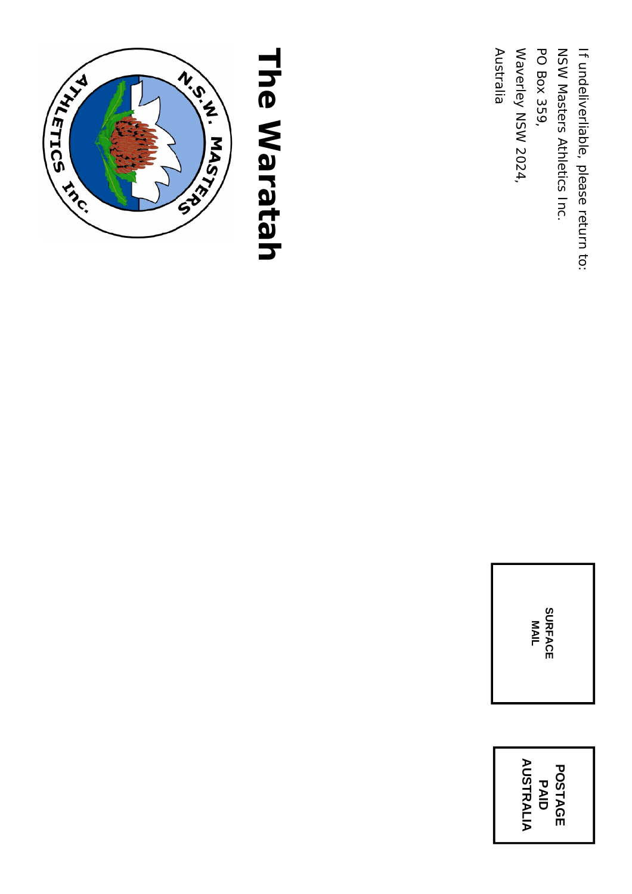If undeliverliable, please return to:
NSW Masters Athletics Inc.
PO Box 359,
Waverley NSW 2024,
Australia

# The Waratah

N.S.W. MASTERS ATHLETICS Inc.

SURFACE MAIL

POSTAGE PAID AUSTRALIA